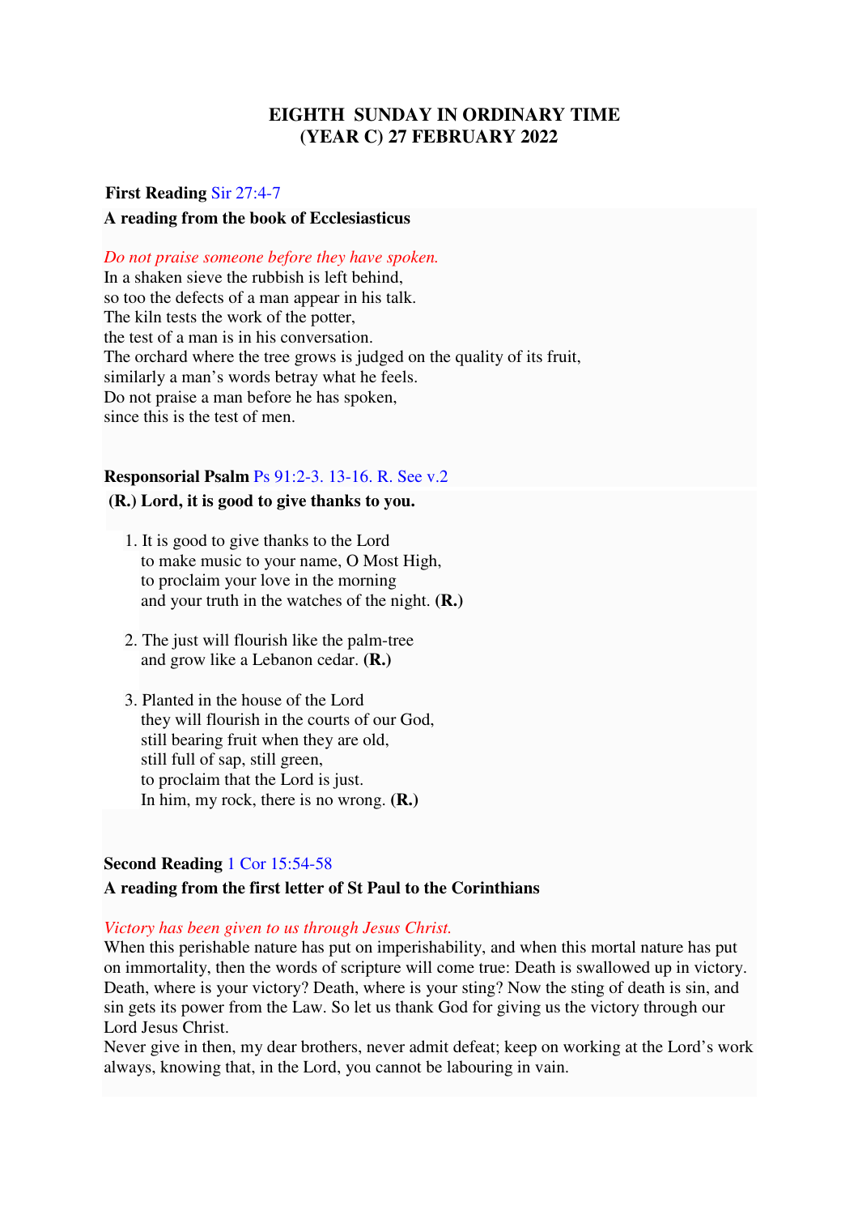# EIGHTH SUNDAY IN ORDINARY TIME (YEAR C) 27 FEBRUARY 2022

**First Reading** Sir 27:4-7

**A reading from the book of Ecclesiasticus**

*Do not praise someone before they have spoken.*
In a shaken sieve the rubbish is left behind,
so too the defects of a man appear in his talk.
The kiln tests the work of the potter,
the test of a man is in his conversation.
The orchard where the tree grows is judged on the quality of its fruit,
similarly a man's words betray what he feels.
Do not praise a man before he has spoken,
since this is the test of men.

**Responsorial Psalm** Ps 91:2-3. 13-16. R. See v.2

**(R.) Lord, it is good to give thanks to you.**

1. It is good to give thanks to the Lord
   to make music to your name, O Most High,
   to proclaim your love in the morning
   and your truth in the watches of the night. **(R.)**

2. The just will flourish like the palm-tree
   and grow like a Lebanon cedar. **(R.)**

3. Planted in the house of the Lord
   they will flourish in the courts of our God,
   still bearing fruit when they are old,
   still full of sap, still green,
   to proclaim that the Lord is just.
   In him, my rock, there is no wrong. **(R.)**

**Second Reading** 1 Cor 15:54-58

**A reading from the first letter of St Paul to the Corinthians**

*Victory has been given to us through Jesus Christ.*
When this perishable nature has put on imperishability, and when this mortal nature has put on immortality, then the words of scripture will come true: Death is swallowed up in victory. Death, where is your victory? Death, where is your sting? Now the sting of death is sin, and sin gets its power from the Law. So let us thank God for giving us the victory through our Lord Jesus Christ.
Never give in then, my dear brothers, never admit defeat; keep on working at the Lord's work always, knowing that, in the Lord, you cannot be labouring in vain.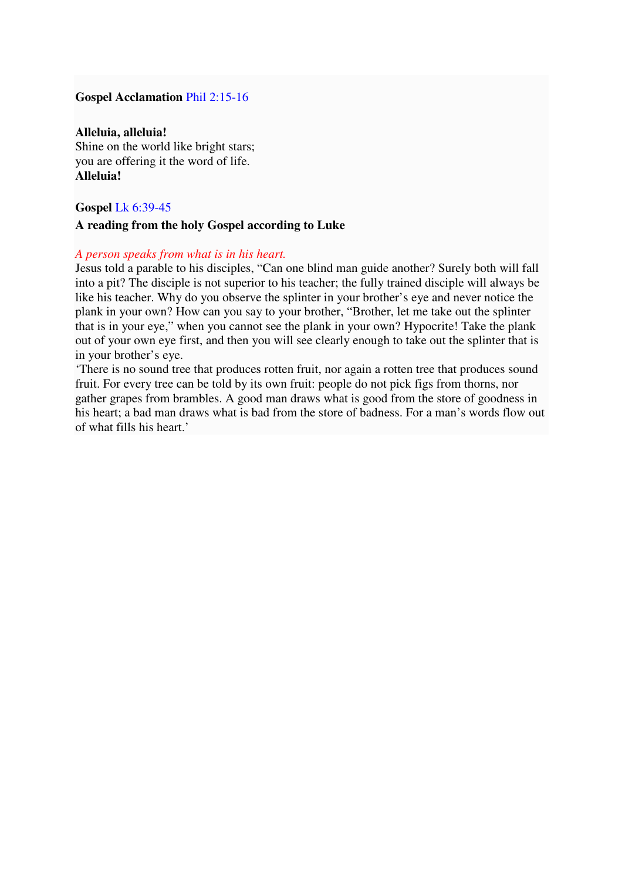**Gospel Acclamation** Phil 2:15-16

**Alleluia, alleluia!**
Shine on the world like bright stars;
you are offering it the word of life.
**Alleluia!**

**Gospel** Lk 6:39-45

**A reading from the holy Gospel according to Luke**

*A person speaks from what is in his heart.*

Jesus told a parable to his disciples, "Can one blind man guide another? Surely both will fall into a pit? The disciple is not superior to his teacher; the fully trained disciple will always be like his teacher. Why do you observe the splinter in your brother's eye and never notice the plank in your own? How can you say to your brother, "Brother, let me take out the splinter that is in your eye," when you cannot see the plank in your own? Hypocrite! Take the plank out of your own eye first, and then you will see clearly enough to take out the splinter that is in your brother's eye.

'There is no sound tree that produces rotten fruit, nor again a rotten tree that produces sound fruit. For every tree can be told by its own fruit: people do not pick figs from thorns, nor gather grapes from brambles. A good man draws what is good from the store of goodness in his heart; a bad man draws what is bad from the store of badness. For a man's words flow out of what fills his heart.'